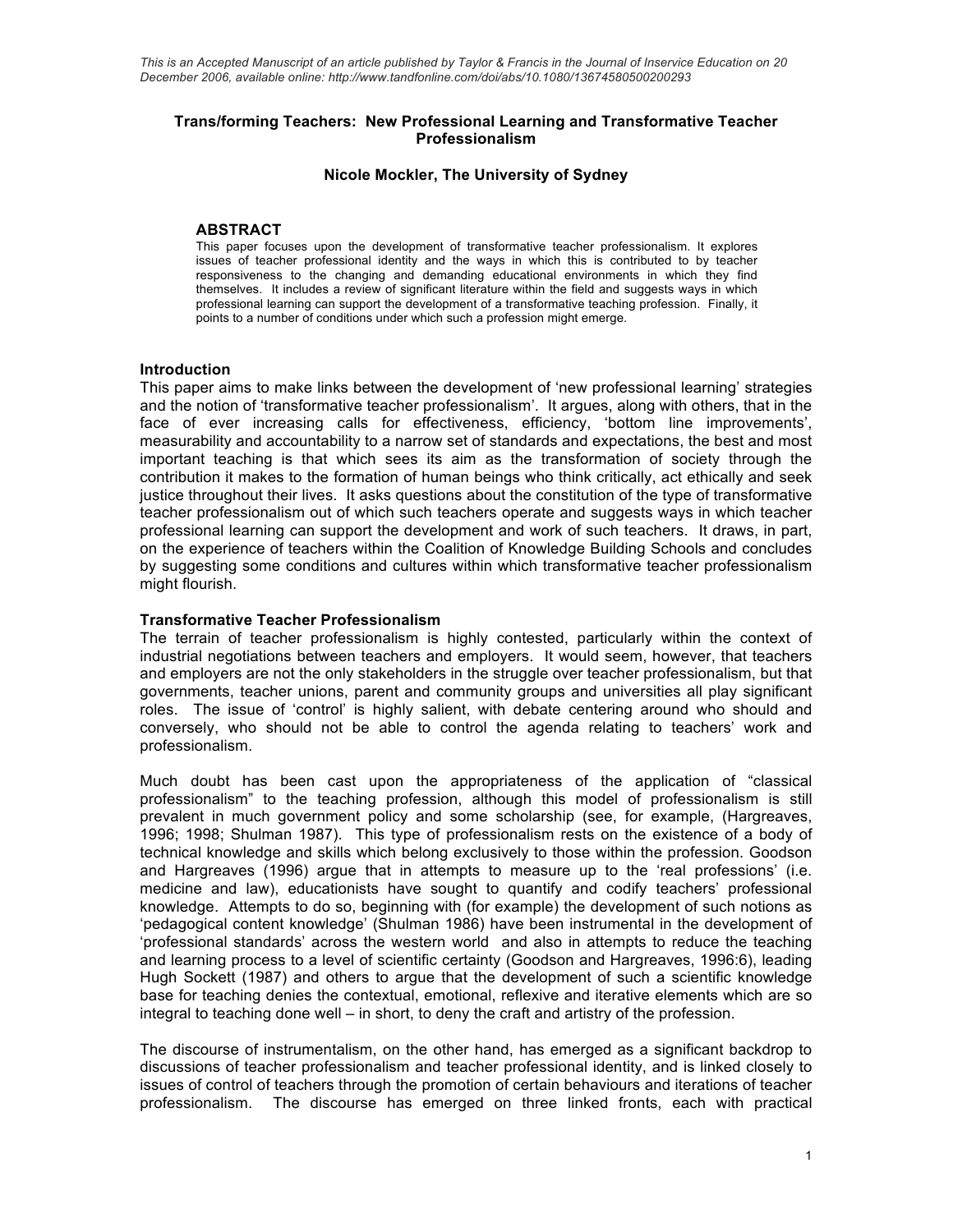*This is an Accepted Manuscript of an article published by Taylor & Francis in the Journal of Inservice Education on 20 December 2006, available online: http://www.tandfonline.com/doi/abs/10.1080/13674580500200293*

# Trans/forming Teachers: New Professional Learning and Transformative Teacher Professionalism

**Nicole Mockler, The University of Sydney**

## ABSTRACT

This paper focuses upon the development of transformative teacher professionalism. It explores issues of teacher professional identity and the ways in which this is contributed to by teacher responsiveness to the changing and demanding educational environments in which they find themselves. It includes a review of significant literature within the field and suggests ways in which professional learning can support the development of a transformative teaching profession. Finally, it points to a number of conditions under which such a profession might emerge.

## Introduction

This paper aims to make links between the development of 'new professional learning' strategies and the notion of 'transformative teacher professionalism'. It argues, along with others, that in the face of ever increasing calls for effectiveness, efficiency, 'bottom line improvements', measurability and accountability to a narrow set of standards and expectations, the best and most important teaching is that which sees its aim as the transformation of society through the contribution it makes to the formation of human beings who think critically, act ethically and seek justice throughout their lives. It asks questions about the constitution of the type of transformative teacher professionalism out of which such teachers operate and suggests ways in which teacher professional learning can support the development and work of such teachers. It draws, in part, on the experience of teachers within the Coalition of Knowledge Building Schools and concludes by suggesting some conditions and cultures within which transformative teacher professionalism might flourish.

## Transformative Teacher Professionalism

The terrain of teacher professionalism is highly contested, particularly within the context of industrial negotiations between teachers and employers. It would seem, however, that teachers and employers are not the only stakeholders in the struggle over teacher professionalism, but that governments, teacher unions, parent and community groups and universities all play significant roles. The issue of 'control' is highly salient, with debate centering around who should and conversely, who should not be able to control the agenda relating to teachers' work and professionalism.

Much doubt has been cast upon the appropriateness of the application of "classical professionalism" to the teaching profession, although this model of professionalism is still prevalent in much government policy and some scholarship (see, for example, (Hargreaves, 1996; 1998; Shulman 1987). This type of professionalism rests on the existence of a body of technical knowledge and skills which belong exclusively to those within the profession. Goodson and Hargreaves (1996) argue that in attempts to measure up to the 'real professions' (i.e. medicine and law), educationists have sought to quantify and codify teachers' professional knowledge. Attempts to do so, beginning with (for example) the development of such notions as 'pedagogical content knowledge' (Shulman 1986) have been instrumental in the development of 'professional standards' across the western world and also in attempts to reduce the teaching and learning process to a level of scientific certainty (Goodson and Hargreaves, 1996:6), leading Hugh Sockett (1987) and others to argue that the development of such a scientific knowledge base for teaching denies the contextual, emotional, reflexive and iterative elements which are so integral to teaching done well – in short, to deny the craft and artistry of the profession.

The discourse of instrumentalism, on the other hand, has emerged as a significant backdrop to discussions of teacher professionalism and teacher professional identity, and is linked closely to issues of control of teachers through the promotion of certain behaviours and iterations of teacher professionalism. The discourse has emerged on three linked fronts, each with practical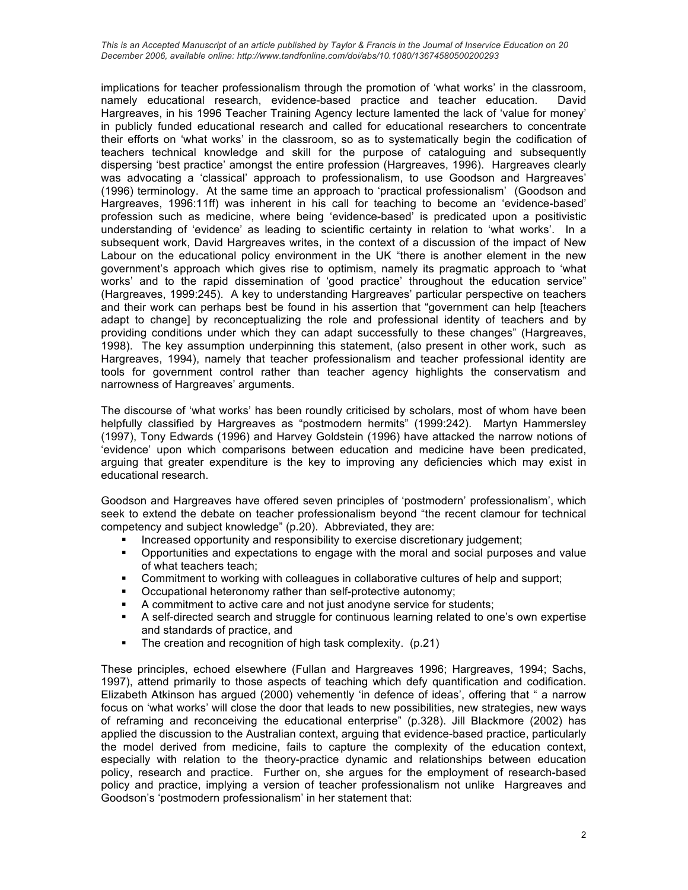implications for teacher professionalism through the promotion of 'what works' in the classroom, namely educational research, evidence-based practice and teacher education. David Hargreaves, in his 1996 Teacher Training Agency lecture lamented the lack of 'value for money' in publicly funded educational research and called for educational researchers to concentrate their efforts on 'what works' in the classroom, so as to systematically begin the codification of teachers technical knowledge and skill for the purpose of cataloguing and subsequently dispersing 'best practice' amongst the entire profession (Hargreaves, 1996). Hargreaves clearly was advocating a 'classical' approach to professionalism, to use Goodson and Hargreaves' (1996) terminology. At the same time an approach to 'practical professionalism' (Goodson and Hargreaves, 1996:11ff) was inherent in his call for teaching to become an 'evidence-based' profession such as medicine, where being 'evidence-based' is predicated upon a positivistic understanding of 'evidence' as leading to scientific certainty in relation to 'what works'. In a subsequent work, David Hargreaves writes, in the context of a discussion of the impact of New Labour on the educational policy environment in the UK "there is another element in the new government's approach which gives rise to optimism, namely its pragmatic approach to 'what works' and to the rapid dissemination of 'good practice' throughout the education service" (Hargreaves, 1999:245). A key to understanding Hargreaves' particular perspective on teachers and their work can perhaps best be found in his assertion that "government can help [teachers adapt to change] by reconceptualizing the role and professional identity of teachers and by providing conditions under which they can adapt successfully to these changes" (Hargreaves, 1998). The key assumption underpinning this statement, (also present in other work, such as Hargreaves, 1994), namely that teacher professionalism and teacher professional identity are tools for government control rather than teacher agency highlights the conservatism and narrowness of Hargreaves' arguments.

The discourse of 'what works' has been roundly criticised by scholars, most of whom have been helpfully classified by Hargreaves as "postmodern hermits" (1999:242). Martyn Hammersley (1997), Tony Edwards (1996) and Harvey Goldstein (1996) have attacked the narrow notions of 'evidence' upon which comparisons between education and medicine have been predicated, arguing that greater expenditure is the key to improving any deficiencies which may exist in educational research.

Goodson and Hargreaves have offered seven principles of 'postmodern' professionalism', which seek to extend the debate on teacher professionalism beyond "the recent clamour for technical competency and subject knowledge" (p.20). Abbreviated, they are:

- Increased opportunity and responsibility to exercise discretionary judgement;
- Opportunities and expectations to engage with the moral and social purposes and value of what teachers teach;
- Commitment to working with colleagues in collaborative cultures of help and support;
- Occupational heteronomy rather than self-protective autonomy;
- A commitment to active care and not just anodyne service for students;
- A self-directed search and struggle for continuous learning related to one's own expertise and standards of practice, and
- The creation and recognition of high task complexity. (p.21)

These principles, echoed elsewhere (Fullan and Hargreaves 1996; Hargreaves, 1994; Sachs, 1997), attend primarily to those aspects of teaching which defy quantification and codification. Elizabeth Atkinson has argued (2000) vehemently 'in defence of ideas', offering that " a narrow focus on 'what works' will close the door that leads to new possibilities, new strategies, new ways of reframing and reconceiving the educational enterprise" (p.328). Jill Blackmore (2002) has applied the discussion to the Australian context, arguing that evidence-based practice, particularly the model derived from medicine, fails to capture the complexity of the education context, especially with relation to the theory-practice dynamic and relationships between education policy, research and practice. Further on, she argues for the employment of research-based policy and practice, implying a version of teacher professionalism not unlike Hargreaves and Goodson's 'postmodern professionalism' in her statement that: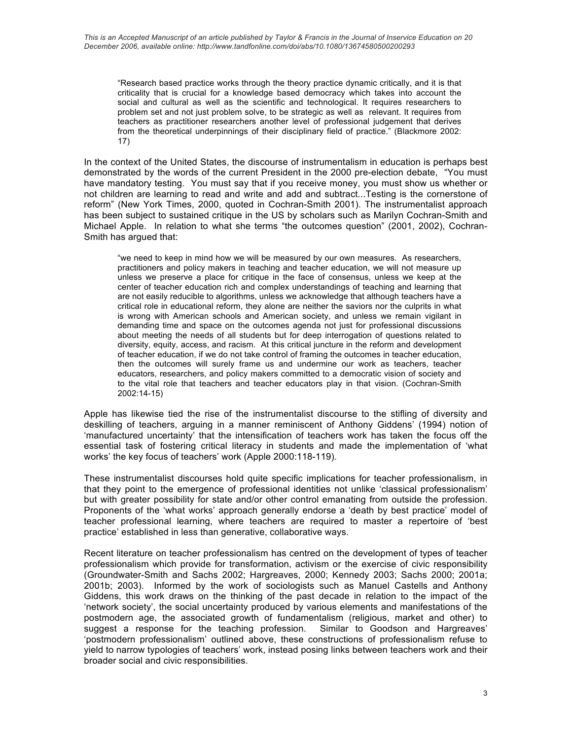> "Research based practice works through the theory practice dynamic critically, and it is that criticality that is crucial for a knowledge based democracy which takes into account the social and cultural as well as the scientific and technological. It requires researchers to problem set and not just problem solve, to be strategic as well as relevant. It requires from teachers as practitioner researchers another level of professional judgement that derives from the theoretical underpinnings of their disciplinary field of practice." (Blackmore 2002: 17)

In the context of the United States, the discourse of instrumentalism in education is perhaps best demonstrated by the words of the current President in the 2000 pre-election debate, "You must have mandatory testing. You must say that if you receive money, you must show us whether or not children are learning to read and write and add and subtract...Testing is the cornerstone of reform" (New York Times, 2000, quoted in Cochran-Smith 2001). The instrumentalist approach has been subject to sustained critique in the US by scholars such as Marilyn Cochran-Smith and Michael Apple. In relation to what she terms "the outcomes question" (2001, 2002), Cochran-Smith has argued that:

> "we need to keep in mind how we will be measured by our own measures. As researchers, practitioners and policy makers in teaching and teacher education, we will not measure up unless we preserve a place for critique in the face of consensus, unless we keep at the center of teacher education rich and complex understandings of teaching and learning that are not easily reducible to algorithms, unless we acknowledge that although teachers have a critical role in educational reform, they alone are neither the saviors nor the culprits in what is wrong with American schools and American society, and unless we remain vigilant in demanding time and space on the outcomes agenda not just for professional discussions about meeting the needs of all students but for deep interrogation of questions related to diversity, equity, access, and racism. At this critical juncture in the reform and development of teacher education, if we do not take control of framing the outcomes in teacher education, then the outcomes will surely frame us and undermine our work as teachers, teacher educators, researchers, and policy makers committed to a democratic vision of society and to the vital role that teachers and teacher educators play in that vision. (Cochran-Smith 2002:14-15)

Apple has likewise tied the rise of the instrumentalist discourse to the stifling of diversity and deskilling of teachers, arguing in a manner reminiscent of Anthony Giddens' (1994) notion of 'manufactured uncertainty' that the intensification of teachers work has taken the focus off the essential task of fostering critical literacy in students and made the implementation of 'what works' the key focus of teachers' work (Apple 2000:118-119).

These instrumentalist discourses hold quite specific implications for teacher professionalism, in that they point to the emergence of professional identities not unlike 'classical professionalism' but with greater possibility for state and/or other control emanating from outside the profession. Proponents of the 'what works' approach generally endorse a 'death by best practice' model of teacher professional learning, where teachers are required to master a repertoire of 'best practice' established in less than generative, collaborative ways.

Recent literature on teacher professionalism has centred on the development of types of teacher professionalism which provide for transformation, activism or the exercise of civic responsibility (Groundwater-Smith and Sachs 2002; Hargreaves, 2000; Kennedy 2003; Sachs 2000; 2001a; 2001b; 2003). Informed by the work of sociologists such as Manuel Castells and Anthony Giddens, this work draws on the thinking of the past decade in relation to the impact of the 'network society', the social uncertainty produced by various elements and manifestations of the postmodern age, the associated growth of fundamentalism (religious, market and other) to suggest a response for the teaching profession. Similar to Goodson and Hargreaves' 'postmodern professionalism' outlined above, these constructions of professionalism refuse to yield to narrow typologies of teachers' work, instead posing links between teachers work and their broader social and civic responsibilities.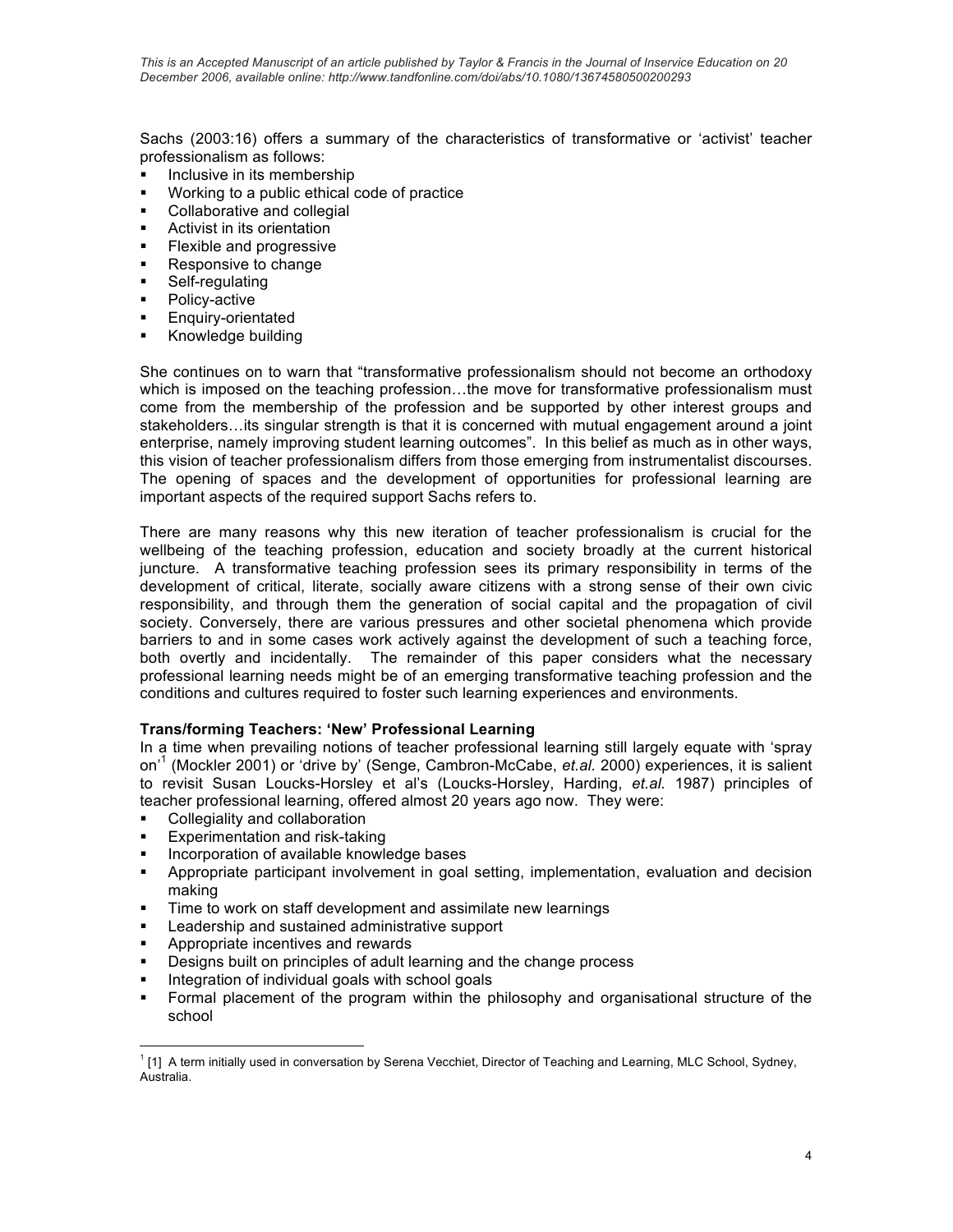Sachs (2003:16) offers a summary of the characteristics of transformative or 'activist' teacher professionalism as follows:

- Inclusive in its membership
- Working to a public ethical code of practice
- Collaborative and collegial
- Activist in its orientation
- Flexible and progressive
- Responsive to change
- Self-regulating
- Policy-active
- Enquiry-orientated
- Knowledge building

She continues on to warn that "transformative professionalism should not become an orthodoxy which is imposed on the teaching profession…the move for transformative professionalism must come from the membership of the profession and be supported by other interest groups and stakeholders…its singular strength is that it is concerned with mutual engagement around a joint enterprise, namely improving student learning outcomes". In this belief as much as in other ways, this vision of teacher professionalism differs from those emerging from instrumentalist discourses. The opening of spaces and the development of opportunities for professional learning are important aspects of the required support Sachs refers to.

There are many reasons why this new iteration of teacher professionalism is crucial for the wellbeing of the teaching profession, education and society broadly at the current historical juncture. A transformative teaching profession sees its primary responsibility in terms of the development of critical, literate, socially aware citizens with a strong sense of their own civic responsibility, and through them the generation of social capital and the propagation of civil society. Conversely, there are various pressures and other societal phenomena which provide barriers to and in some cases work actively against the development of such a teaching force, both overtly and incidentally. The remainder of this paper considers what the necessary professional learning needs might be of an emerging transformative teaching profession and the conditions and cultures required to foster such learning experiences and environments.

**Trans/forming Teachers: 'New' Professional Learning**

In a time when prevailing notions of teacher professional learning still largely equate with 'spray on'[1] (Mockler 2001) or 'drive by' (Senge, Cambron-McCabe, *et.al.* 2000) experiences, it is salient to revisit Susan Loucks-Horsley et al's (Loucks-Horsley, Harding, *et.al.* 1987) principles of teacher professional learning, offered almost 20 years ago now. They were:

- Collegiality and collaboration
- Experimentation and risk-taking
- Incorporation of available knowledge bases
- Appropriate participant involvement in goal setting, implementation, evaluation and decision making
- Time to work on staff development and assimilate new learnings
- Leadership and sustained administrative support
- Appropriate incentives and rewards
- Designs built on principles of adult learning and the change process
- Integration of individual goals with school goals
- Formal placement of the program within the philosophy and organisational structure of the school

[1] [1] A term initially used in conversation by Serena Vecchiet, Director of Teaching and Learning, MLC School, Sydney, Australia.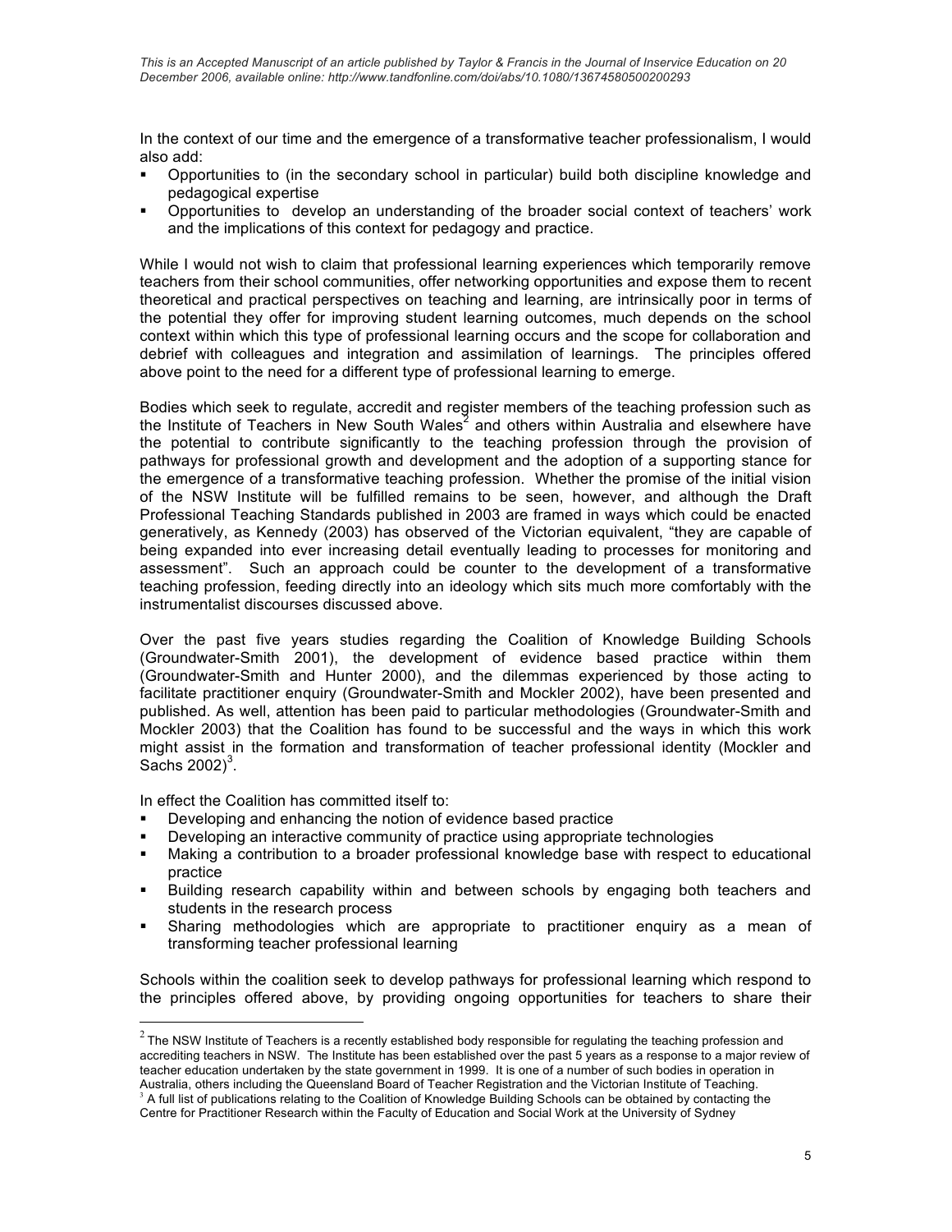In the context of our time and the emergence of a transformative teacher professionalism, I would also add:

- Opportunities to (in the secondary school in particular) build both discipline knowledge and pedagogical expertise
- Opportunities to develop an understanding of the broader social context of teachers' work and the implications of this context for pedagogy and practice.

While I would not wish to claim that professional learning experiences which temporarily remove teachers from their school communities, offer networking opportunities and expose them to recent theoretical and practical perspectives on teaching and learning, are intrinsically poor in terms of the potential they offer for improving student learning outcomes, much depends on the school context within which this type of professional learning occurs and the scope for collaboration and debrief with colleagues and integration and assimilation of learnings. The principles offered above point to the need for a different type of professional learning to emerge.

Bodies which seek to regulate, accredit and register members of the teaching profession such as the Institute of Teachers in New South Wales[2] and others within Australia and elsewhere have the potential to contribute significantly to the teaching profession through the provision of pathways for professional growth and development and the adoption of a supporting stance for the emergence of a transformative teaching profession. Whether the promise of the initial vision of the NSW Institute will be fulfilled remains to be seen, however, and although the Draft Professional Teaching Standards published in 2003 are framed in ways which could be enacted generatively, as Kennedy (2003) has observed of the Victorian equivalent, "they are capable of being expanded into ever increasing detail eventually leading to processes for monitoring and assessment". Such an approach could be counter to the development of a transformative teaching profession, feeding directly into an ideology which sits much more comfortably with the instrumentalist discourses discussed above.

Over the past five years studies regarding the Coalition of Knowledge Building Schools (Groundwater-Smith 2001), the development of evidence based practice within them (Groundwater-Smith and Hunter 2000), and the dilemmas experienced by those acting to facilitate practitioner enquiry (Groundwater-Smith and Mockler 2002), have been presented and published. As well, attention has been paid to particular methodologies (Groundwater-Smith and Mockler 2003) that the Coalition has found to be successful and the ways in which this work might assist in the formation and transformation of teacher professional identity (Mockler and Sachs 2002)[3].

In effect the Coalition has committed itself to:

- Developing and enhancing the notion of evidence based practice
- Developing an interactive community of practice using appropriate technologies
- Making a contribution to a broader professional knowledge base with respect to educational practice
- Building research capability within and between schools by engaging both teachers and students in the research process
- Sharing methodologies which are appropriate to practitioner enquiry as a mean of transforming teacher professional learning

Schools within the coalition seek to develop pathways for professional learning which respond to the principles offered above, by providing ongoing opportunities for teachers to share their

---

[2] The NSW Institute of Teachers is a recently established body responsible for regulating the teaching profession and accrediting teachers in NSW. The Institute has been established over the past 5 years as a response to a major review of teacher education undertaken by the state government in 1999. It is one of a number of such bodies in operation in Australia, others including the Queensland Board of Teacher Registration and the Victorian Institute of Teaching.

[3] A full list of publications relating to the Coalition of Knowledge Building Schools can be obtained by contacting the Centre for Practitioner Research within the Faculty of Education and Social Work at the University of Sydney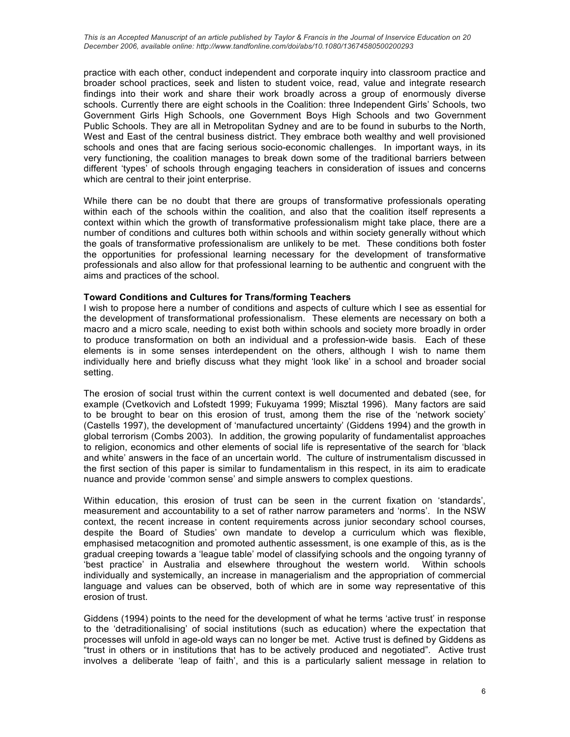practice with each other, conduct independent and corporate inquiry into classroom practice and broader school practices, seek and listen to student voice, read, value and integrate research findings into their work and share their work broadly across a group of enormously diverse schools. Currently there are eight schools in the Coalition: three Independent Girls' Schools, two Government Girls High Schools, one Government Boys High Schools and two Government Public Schools. They are all in Metropolitan Sydney and are to be found in suburbs to the North, West and East of the central business district. They embrace both wealthy and well provisioned schools and ones that are facing serious socio-economic challenges. In important ways, in its very functioning, the coalition manages to break down some of the traditional barriers between different 'types' of schools through engaging teachers in consideration of issues and concerns which are central to their joint enterprise.

While there can be no doubt that there are groups of transformative professionals operating within each of the schools within the coalition, and also that the coalition itself represents a context within which the growth of transformative professionalism might take place, there are a number of conditions and cultures both within schools and within society generally without which the goals of transformative professionalism are unlikely to be met. These conditions both foster the opportunities for professional learning necessary for the development of transformative professionals and also allow for that professional learning to be authentic and congruent with the aims and practices of the school.

**Toward Conditions and Cultures for Trans/forming Teachers**

I wish to propose here a number of conditions and aspects of culture which I see as essential for the development of transformational professionalism. These elements are necessary on both a macro and a micro scale, needing to exist both within schools and society more broadly in order to produce transformation on both an individual and a profession-wide basis. Each of these elements is in some senses interdependent on the others, although I wish to name them individually here and briefly discuss what they might 'look like' in a school and broader social setting.

The erosion of social trust within the current context is well documented and debated (see, for example (Cvetkovich and Lofstedt 1999; Fukuyama 1999; Misztal 1996). Many factors are said to be brought to bear on this erosion of trust, among them the rise of the 'network society' (Castells 1997), the development of 'manufactured uncertainty' (Giddens 1994) and the growth in global terrorism (Combs 2003). In addition, the growing popularity of fundamentalist approaches to religion, economics and other elements of social life is representative of the search for 'black and white' answers in the face of an uncertain world. The culture of instrumentalism discussed in the first section of this paper is similar to fundamentalism in this respect, in its aim to eradicate nuance and provide 'common sense' and simple answers to complex questions.

Within education, this erosion of trust can be seen in the current fixation on 'standards', measurement and accountability to a set of rather narrow parameters and 'norms'. In the NSW context, the recent increase in content requirements across junior secondary school courses, despite the Board of Studies' own mandate to develop a curriculum which was flexible, emphasised metacognition and promoted authentic assessment, is one example of this, as is the gradual creeping towards a 'league table' model of classifying schools and the ongoing tyranny of 'best practice' in Australia and elsewhere throughout the western world. Within schools individually and systemically, an increase in managerialism and the appropriation of commercial language and values can be observed, both of which are in some way representative of this erosion of trust.

Giddens (1994) points to the need for the development of what he terms 'active trust' in response to the 'detraditionalising' of social institutions (such as education) where the expectation that processes will unfold in age-old ways can no longer be met. Active trust is defined by Giddens as "trust in others or in institutions that has to be actively produced and negotiated". Active trust involves a deliberate 'leap of faith', and this is a particularly salient message in relation to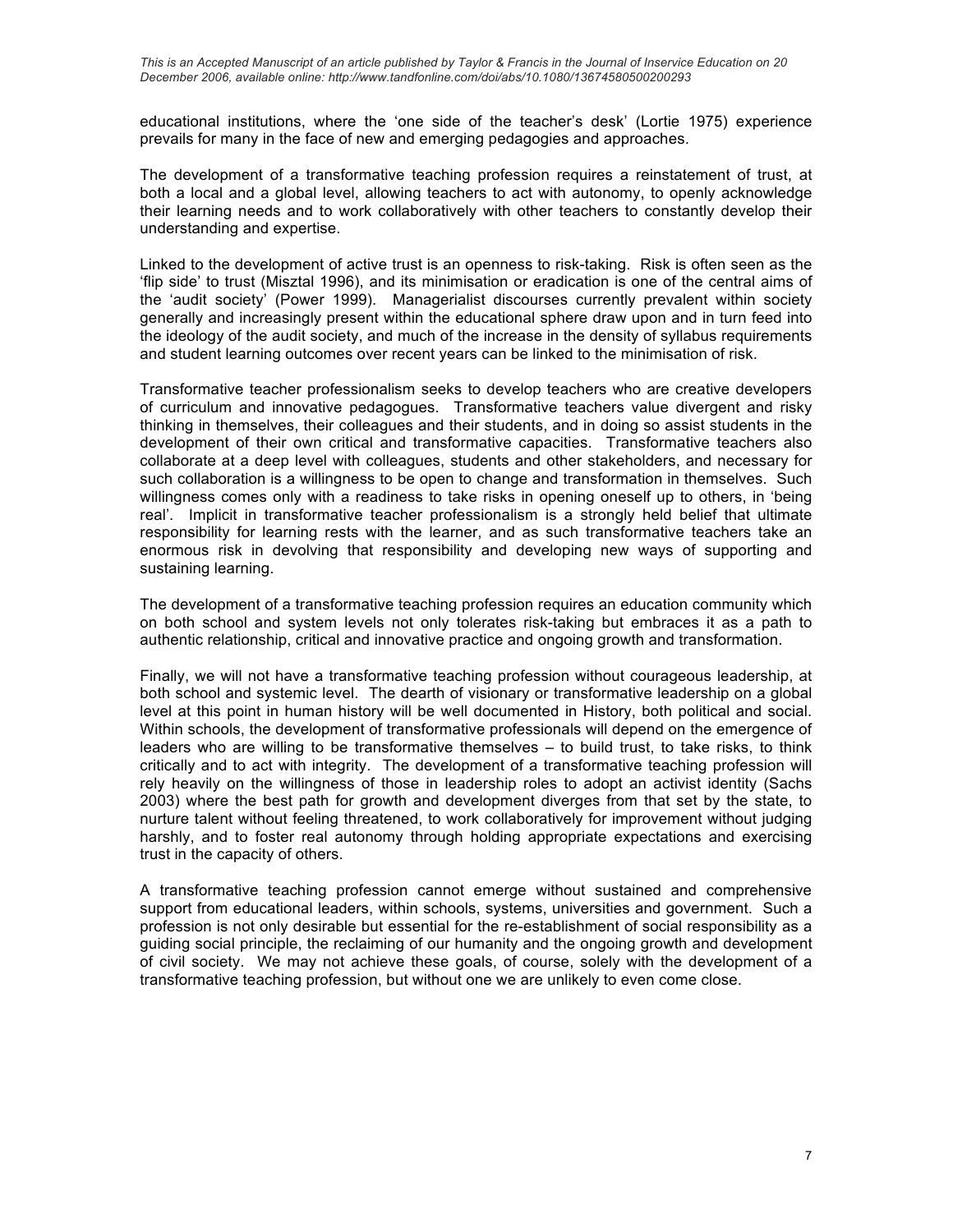educational institutions, where the 'one side of the teacher's desk' (Lortie 1975) experience prevails for many in the face of new and emerging pedagogies and approaches.

The development of a transformative teaching profession requires a reinstatement of trust, at both a local and a global level, allowing teachers to act with autonomy, to openly acknowledge their learning needs and to work collaboratively with other teachers to constantly develop their understanding and expertise.

Linked to the development of active trust is an openness to risk-taking. Risk is often seen as the 'flip side' to trust (Misztal 1996), and its minimisation or eradication is one of the central aims of the 'audit society' (Power 1999). Managerialist discourses currently prevalent within society generally and increasingly present within the educational sphere draw upon and in turn feed into the ideology of the audit society, and much of the increase in the density of syllabus requirements and student learning outcomes over recent years can be linked to the minimisation of risk.

Transformative teacher professionalism seeks to develop teachers who are creative developers of curriculum and innovative pedagogues. Transformative teachers value divergent and risky thinking in themselves, their colleagues and their students, and in doing so assist students in the development of their own critical and transformative capacities. Transformative teachers also collaborate at a deep level with colleagues, students and other stakeholders, and necessary for such collaboration is a willingness to be open to change and transformation in themselves. Such willingness comes only with a readiness to take risks in opening oneself up to others, in 'being real'. Implicit in transformative teacher professionalism is a strongly held belief that ultimate responsibility for learning rests with the learner, and as such transformative teachers take an enormous risk in devolving that responsibility and developing new ways of supporting and sustaining learning.

The development of a transformative teaching profession requires an education community which on both school and system levels not only tolerates risk-taking but embraces it as a path to authentic relationship, critical and innovative practice and ongoing growth and transformation.

Finally, we will not have a transformative teaching profession without courageous leadership, at both school and systemic level. The dearth of visionary or transformative leadership on a global level at this point in human history will be well documented in History, both political and social. Within schools, the development of transformative professionals will depend on the emergence of leaders who are willing to be transformative themselves – to build trust, to take risks, to think critically and to act with integrity. The development of a transformative teaching profession will rely heavily on the willingness of those in leadership roles to adopt an activist identity (Sachs 2003) where the best path for growth and development diverges from that set by the state, to nurture talent without feeling threatened, to work collaboratively for improvement without judging harshly, and to foster real autonomy through holding appropriate expectations and exercising trust in the capacity of others.

A transformative teaching profession cannot emerge without sustained and comprehensive support from educational leaders, within schools, systems, universities and government. Such a profession is not only desirable but essential for the re-establishment of social responsibility as a guiding social principle, the reclaiming of our humanity and the ongoing growth and development of civil society. We may not achieve these goals, of course, solely with the development of a transformative teaching profession, but without one we are unlikely to even come close.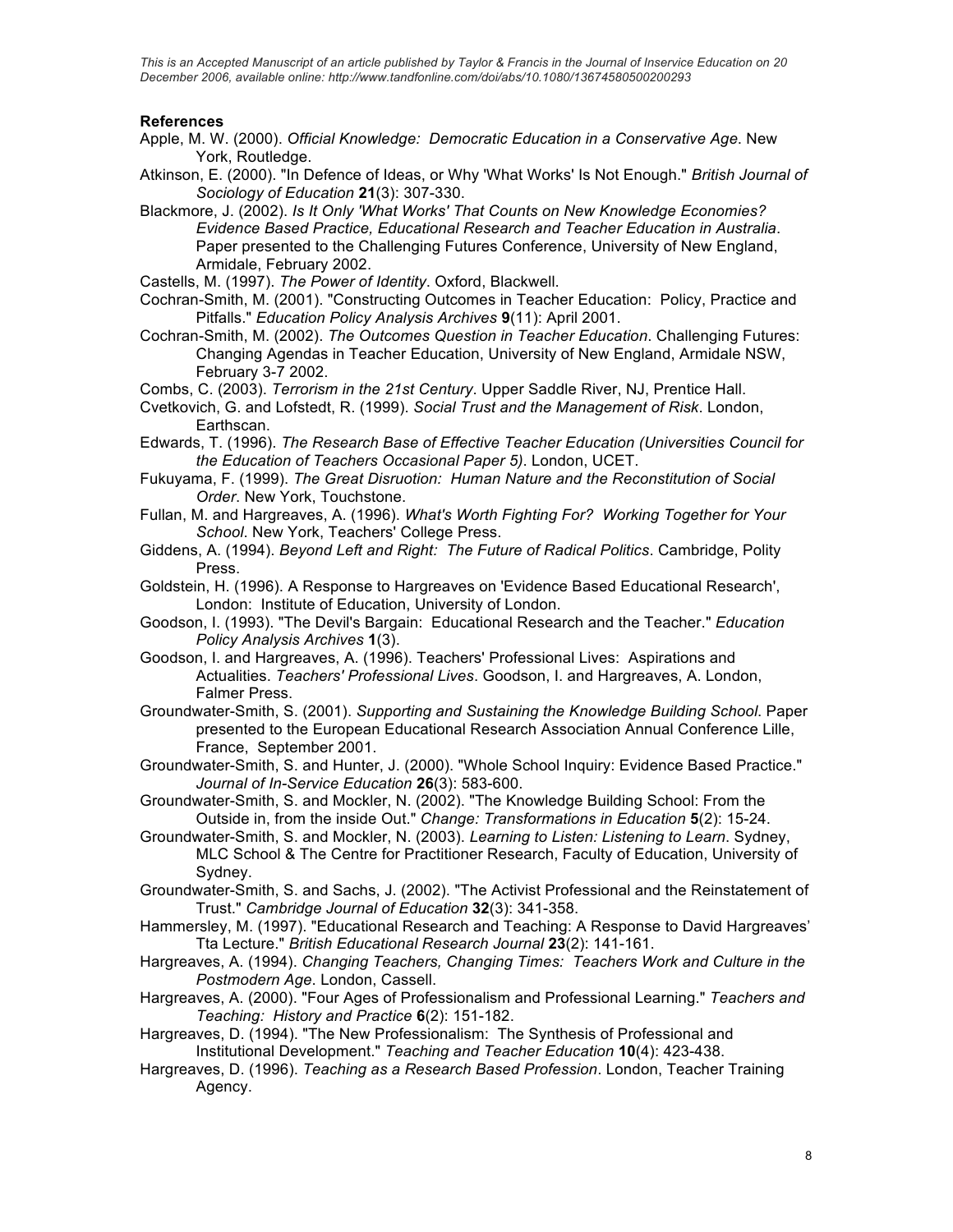## References

Apple, M. W. (2000). *Official Knowledge: Democratic Education in a Conservative Age*. New York, Routledge.

Atkinson, E. (2000). "In Defence of Ideas, or Why 'What Works' Is Not Enough." *British Journal of Sociology of Education* **21**(3): 307-330.

Blackmore, J. (2002). *Is It Only 'What Works' That Counts on New Knowledge Economies? Evidence Based Practice, Educational Research and Teacher Education in Australia*. Paper presented to the Challenging Futures Conference, University of New England, Armidale, February 2002.

Castells, M. (1997). *The Power of Identity*. Oxford, Blackwell.

Cochran-Smith, M. (2001). "Constructing Outcomes in Teacher Education: Policy, Practice and Pitfalls." *Education Policy Analysis Archives* **9**(11): April 2001.

Cochran-Smith, M. (2002). *The Outcomes Question in Teacher Education*. Challenging Futures: Changing Agendas in Teacher Education, University of New England, Armidale NSW, February 3-7 2002.

Combs, C. (2003). *Terrorism in the 21st Century*. Upper Saddle River, NJ, Prentice Hall.

Cvetkovich, G. and Lofstedt, R. (1999). *Social Trust and the Management of Risk*. London, Earthscan.

Edwards, T. (1996). *The Research Base of Effective Teacher Education (Universities Council for the Education of Teachers Occasional Paper 5)*. London, UCET.

Fukuyama, F. (1999). *The Great Disruotion: Human Nature and the Reconstitution of Social Order*. New York, Touchstone.

Fullan, M. and Hargreaves, A. (1996). *What's Worth Fighting For? Working Together for Your School*. New York, Teachers' College Press.

Giddens, A. (1994). *Beyond Left and Right: The Future of Radical Politics*. Cambridge, Polity Press.

Goldstein, H. (1996). A Response to Hargreaves on 'Evidence Based Educational Research', London: Institute of Education, University of London.

Goodson, I. (1993). "The Devil's Bargain: Educational Research and the Teacher." *Education Policy Analysis Archives* **1**(3).

Goodson, I. and Hargreaves, A. (1996). Teachers' Professional Lives: Aspirations and Actualities. *Teachers' Professional Lives*. Goodson, I. and Hargreaves, A. London, Falmer Press.

Groundwater-Smith, S. (2001). *Supporting and Sustaining the Knowledge Building School*. Paper presented to the European Educational Research Association Annual Conference Lille, France, September 2001.

Groundwater-Smith, S. and Hunter, J. (2000). "Whole School Inquiry: Evidence Based Practice." *Journal of In-Service Education* **26**(3): 583-600.

Groundwater-Smith, S. and Mockler, N. (2002). "The Knowledge Building School: From the Outside in, from the inside Out." *Change: Transformations in Education* **5**(2): 15-24.

Groundwater-Smith, S. and Mockler, N. (2003). *Learning to Listen: Listening to Learn*. Sydney, MLC School & The Centre for Practitioner Research, Faculty of Education, University of Sydney.

Groundwater-Smith, S. and Sachs, J. (2002). "The Activist Professional and the Reinstatement of Trust." *Cambridge Journal of Education* **32**(3): 341-358.

Hammersley, M. (1997). "Educational Research and Teaching: A Response to David Hargreaves' Tta Lecture." *British Educational Research Journal* **23**(2): 141-161.

Hargreaves, A. (1994). *Changing Teachers, Changing Times: Teachers Work and Culture in the Postmodern Age*. London, Cassell.

Hargreaves, A. (2000). "Four Ages of Professionalism and Professional Learning." *Teachers and Teaching: History and Practice* **6**(2): 151-182.

Hargreaves, D. (1994). "The New Professionalism: The Synthesis of Professional and Institutional Development." *Teaching and Teacher Education* **10**(4): 423-438.

Hargreaves, D. (1996). *Teaching as a Research Based Profession*. London, Teacher Training Agency.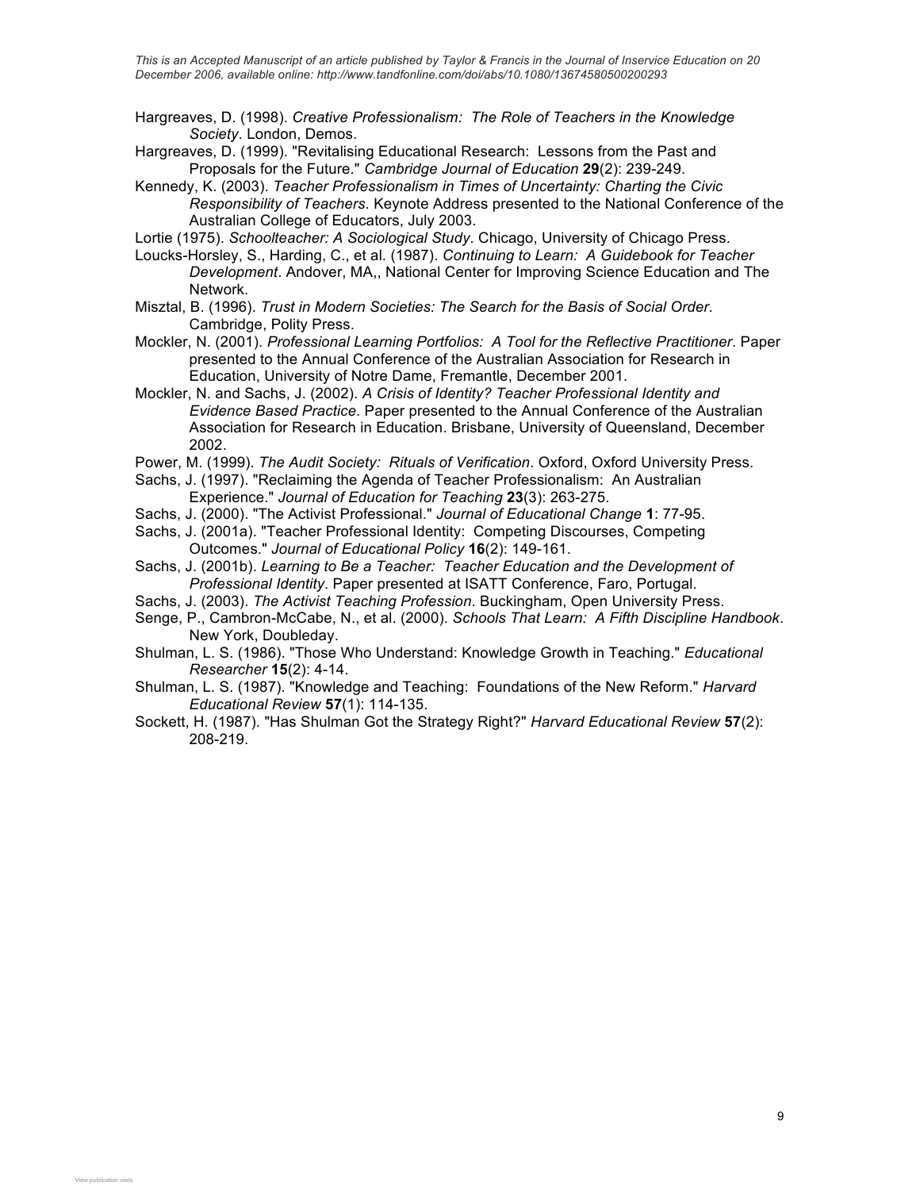Hargreaves, D. (1998). *Creative Professionalism: The Role of Teachers in the Knowledge Society*. London, Demos.

Hargreaves, D. (1999). "Revitalising Educational Research: Lessons from the Past and Proposals for the Future." *Cambridge Journal of Education* **29**(2): 239-249.

Kennedy, K. (2003). *Teacher Professionalism in Times of Uncertainty: Charting the Civic Responsibility of Teachers*. Keynote Address presented to the National Conference of the Australian College of Educators, July 2003.

Lortie (1975). *Schoolteacher: A Sociological Study*. Chicago, University of Chicago Press.

Loucks-Horsley, S., Harding, C., et al. (1987). *Continuing to Learn: A Guidebook for Teacher Development*. Andover, MA,, National Center for Improving Science Education and The Network.

Misztal, B. (1996). *Trust in Modern Societies: The Search for the Basis of Social Order*. Cambridge, Polity Press.

Mockler, N. (2001). *Professional Learning Portfolios: A Tool for the Reflective Practitioner*. Paper presented to the Annual Conference of the Australian Association for Research in Education, University of Notre Dame, Fremantle, December 2001.

Mockler, N. and Sachs, J. (2002). *A Crisis of Identity? Teacher Professional Identity and Evidence Based Practice*. Paper presented to the Annual Conference of the Australian Association for Research in Education. Brisbane, University of Queensland, December 2002.

Power, M. (1999). *The Audit Society: Rituals of Verification*. Oxford, Oxford University Press.

Sachs, J. (1997). "Reclaiming the Agenda of Teacher Professionalism: An Australian Experience." *Journal of Education for Teaching* **23**(3): 263-275.

Sachs, J. (2000). "The Activist Professional." *Journal of Educational Change* **1**: 77-95.

Sachs, J. (2001a). "Teacher Professional Identity: Competing Discourses, Competing Outcomes." *Journal of Educational Policy* **16**(2): 149-161.

Sachs, J. (2001b). *Learning to Be a Teacher: Teacher Education and the Development of Professional Identity*. Paper presented at ISATT Conference, Faro, Portugal.

Sachs, J. (2003). *The Activist Teaching Profession*. Buckingham, Open University Press.

Senge, P., Cambron-McCabe, N., et al. (2000). *Schools That Learn: A Fifth Discipline Handbook*. New York, Doubleday.

Shulman, L. S. (1986). "Those Who Understand: Knowledge Growth in Teaching." *Educational Researcher* **15**(2): 4-14.

Shulman, L. S. (1987). "Knowledge and Teaching: Foundations of the New Reform." *Harvard Educational Review* **57**(1): 114-135.

Sockett, H. (1987). "Has Shulman Got the Strategy Right?" *Harvard Educational Review* **57**(2): 208-219.